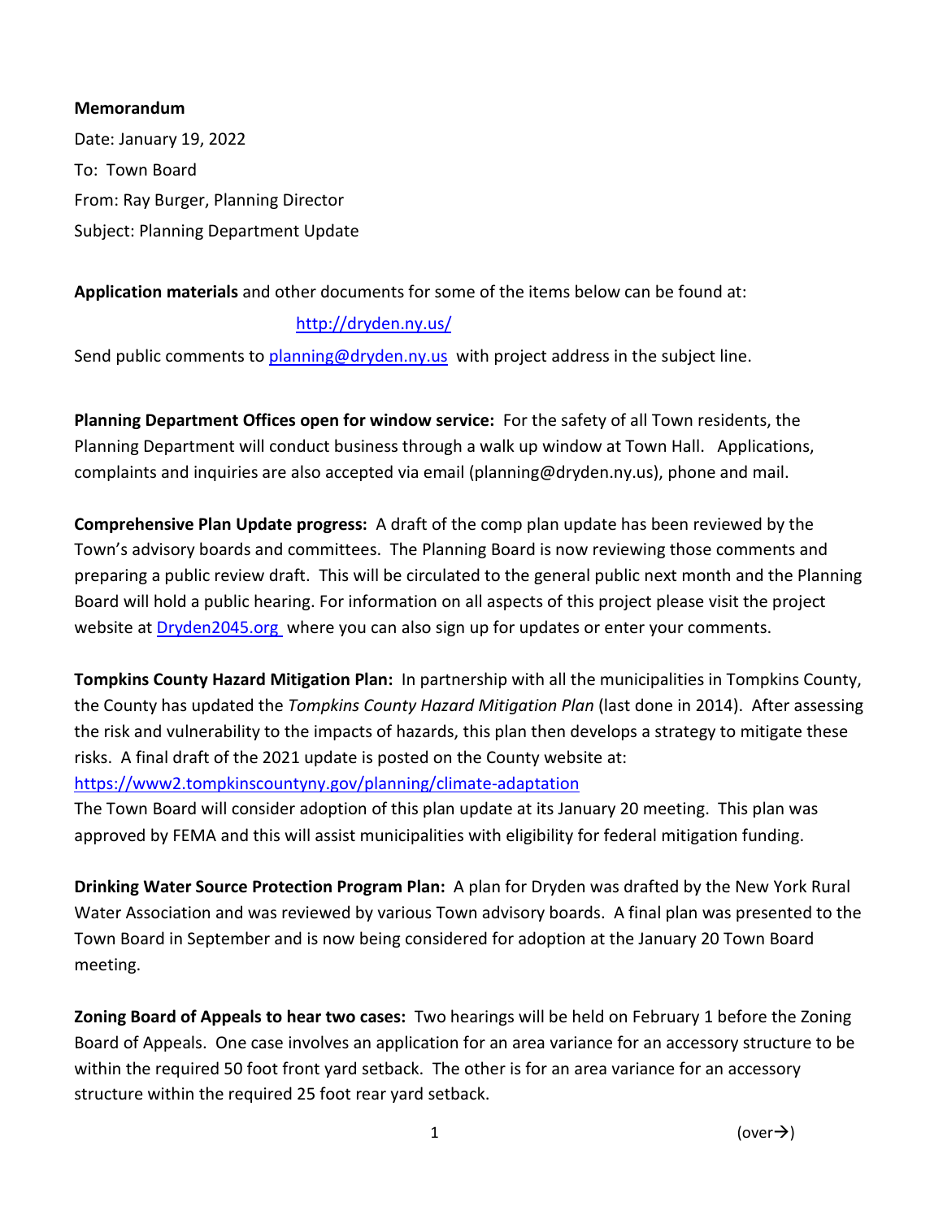**Memorandum**

Date: January 19, 2022

To: Town Board

From: Ray Burger, Planning Director

Subject: Planning Department Update

**Application materials** and other documents for some of the items below can be found at:

http://dryden.ny.us/

Send public comments to planning@dryden.ny.us with project address in the subject line.

**Planning Department Offices open for window service:** For the safety of all Town residents, the Planning Department will conduct business through a walk up window at Town Hall. Applications, complaints and inquiries are also accepted via email (planning@dryden.ny.us), phone and mail.

**Comprehensive Plan Update progress:** A draft of the comp plan update has been reviewed by the Town's advisory boards and committees. The Planning Board is now reviewing those comments and preparing a public review draft. This will be circulated to the general public next month and the Planning Board will hold a public hearing. For information on all aspects of this project please visit the project website at Dryden2045.org where you can also sign up for updates or enter your comments.

**Tompkins County Hazard Mitigation Plan:** In partnership with all the municipalities in Tompkins County, the County has updated the *Tompkins County Hazard Mitigation Plan* (last done in 2014). After assessing the risk and vulnerability to the impacts of hazards, this plan then develops a strategy to mitigate these risks. A final draft of the 2021 update is posted on the County website at: https://www2.tompkinscountyny.gov/planning/climate-adaptation
The Town Board will consider adoption of this plan update at its January 20 meeting. This plan was approved by FEMA and this will assist municipalities with eligibility for federal mitigation funding.

**Drinking Water Source Protection Program Plan:** A plan for Dryden was drafted by the New York Rural Water Association and was reviewed by various Town advisory boards. A final plan was presented to the Town Board in September and is now being considered for adoption at the January 20 Town Board meeting.

**Zoning Board of Appeals to hear two cases:** Two hearings will be held on February 1 before the Zoning Board of Appeals. One case involves an application for an area variance for an accessory structure to be within the required 50 foot front yard setback. The other is for an area variance for an accessory structure within the required 25 foot rear yard setback.

(over→)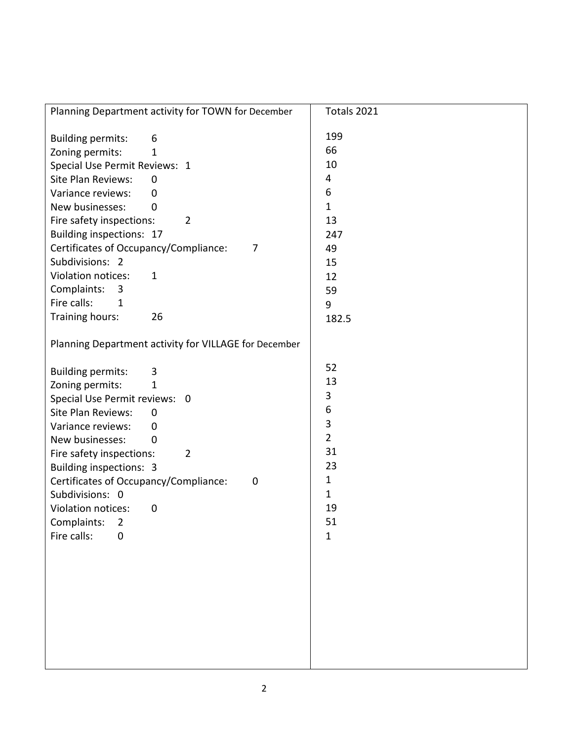| Planning Department activity for TOWN for December | Totals 2021 |
|---|---|
| Building permits: 6 | 199 |
| Zoning permits: 1 | 66 |
| Special Use Permit Reviews: 1 | 10 |
| Site Plan Reviews: 0 | 4 |
| Variance reviews: 0 | 6 |
| New businesses: 0 | 1 |
| Fire safety inspections: 2 | 13 |
| Building inspections: 17 | 247 |
| Certificates of Occupancy/Compliance: 7 | 49 |
| Subdivisions: 2 | 15 |
| Violation notices: 1 | 12 |
| Complaints: 3 | 59 |
| Fire calls: 1 | 9 |
| Training hours: 26 | 182.5 |
| **Planning Department activity for VILLAGE for December** | |
| Building permits: 3 | 52 |
| Zoning permits: 1 | 13 |
| Special Use Permit reviews: 0 | 3 |
| Site Plan Reviews: 0 | 6 |
| Variance reviews: 0 | 3 |
| New businesses: 0 | 2 |
| Fire safety inspections: 2 | 31 |
| Building inspections: 3 | 23 |
| Certificates of Occupancy/Compliance: 0 | 1 |
| Subdivisions: 0 | 1 |
| Violation notices: 0 | 19 |
| Complaints: 2 | 51 |
| Fire calls: 0 | 1 |